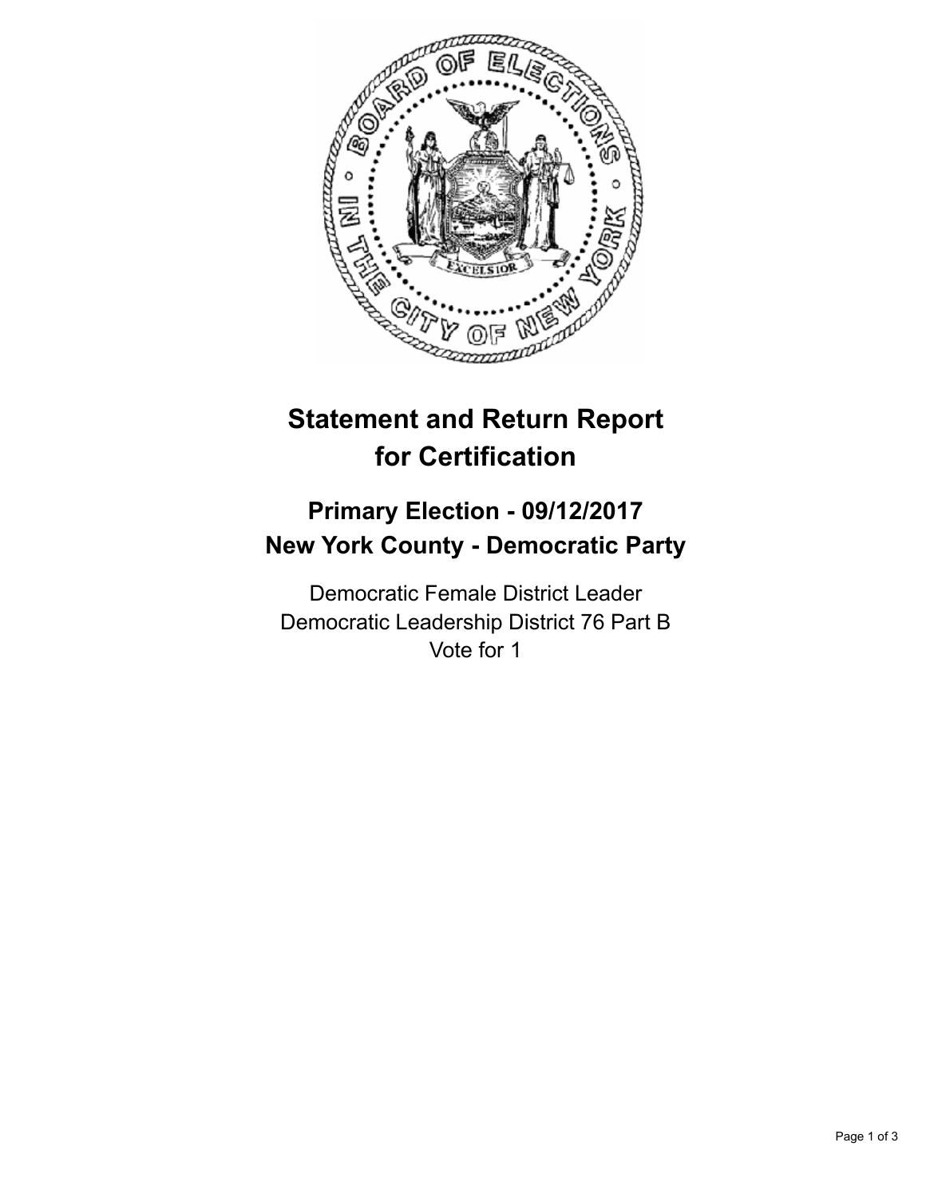# Statement and Return Report for Certification

## Primary Election - 09/12/2017
## New York County - Democratic Party

Democratic Female District Leader
Democratic Leadership District 76 Part B
Vote for 1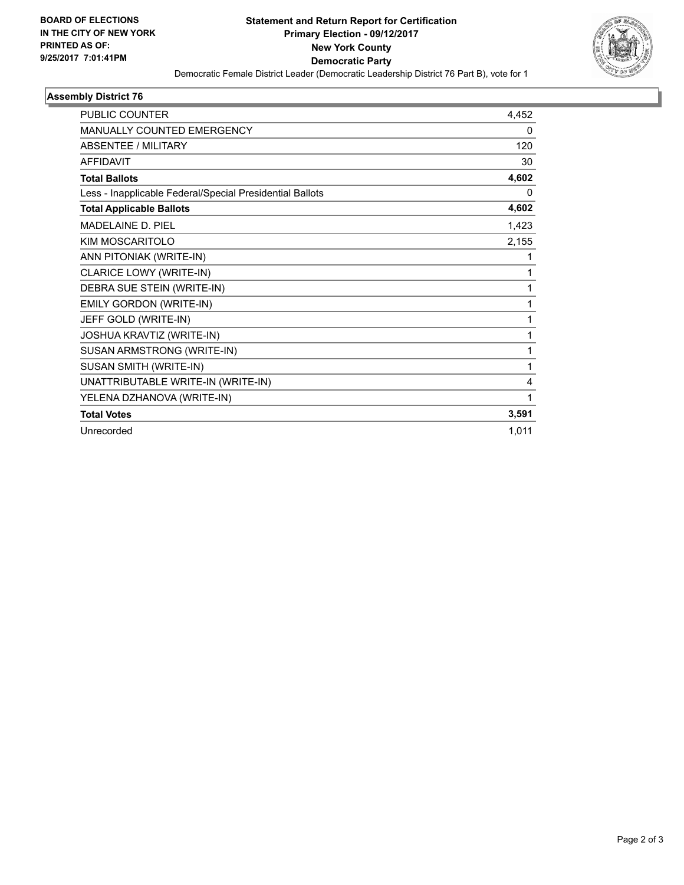**BOARD OF ELECTIONS IN THE CITY OF NEW YORK PRINTED AS OF: 9/25/2017 7:01:41PM**

# Statement and Return Report for Certification
## Primary Election - 09/12/2017
## New York County
## Democratic Party

Democratic Female District Leader (Democratic Leadership District 76 Part B), vote for 1

### Assembly District 76

| | |
|---|---|
| PUBLIC COUNTER | 4,452 |
| MANUALLY COUNTED EMERGENCY | 0 |
| ABSENTEE / MILITARY | 120 |
| AFFIDAVIT | 30 |
| **Total Ballots** | **4,602** |
| Less - Inapplicable Federal/Special Presidential Ballots | 0 |
| **Total Applicable Ballots** | **4,602** |
| MADELAINE D. PIEL | 1,423 |
| KIM MOSCARITOLO | 2,155 |
| ANN PITONIAK (WRITE-IN) | 1 |
| CLARICE LOWY (WRITE-IN) | 1 |
| DEBRA SUE STEIN (WRITE-IN) | 1 |
| EMILY GORDON (WRITE-IN) | 1 |
| JEFF GOLD (WRITE-IN) | 1 |
| JOSHUA KRAVTIZ (WRITE-IN) | 1 |
| SUSAN ARMSTRONG (WRITE-IN) | 1 |
| SUSAN SMITH (WRITE-IN) | 1 |
| UNATTRIBUTABLE WRITE-IN (WRITE-IN) | 4 |
| YELENA DZHANOVA (WRITE-IN) | 1 |
| **Total Votes** | **3,591** |
| Unrecorded | 1,011 |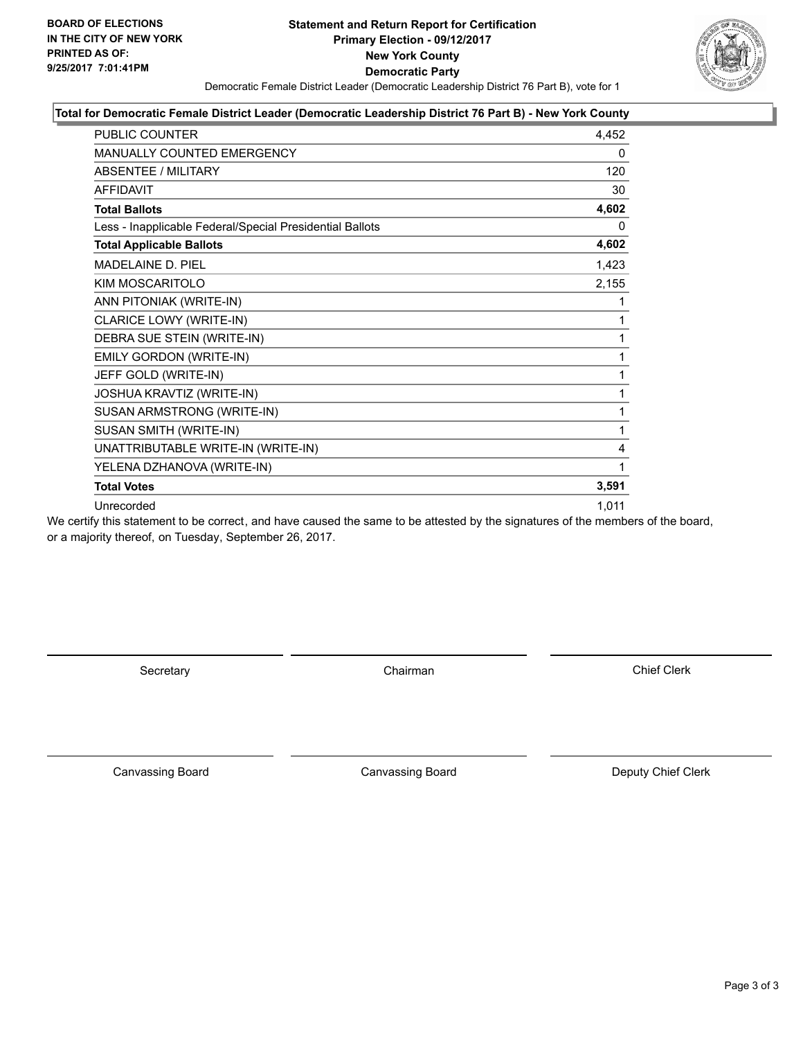**BOARD OF ELECTIONS IN THE CITY OF NEW YORK PRINTED AS OF: 9/25/2017 7:01:41PM**

# Statement and Return Report for Certification
## Primary Election - 09/12/2017
## New York County
## Democratic Party

Democratic Female District Leader (Democratic Leadership District 76 Part B), vote for 1

**Total for Democratic Female District Leader (Democratic Leadership District 76 Part B) - New York County**

| | |
|---|---|
| PUBLIC COUNTER | 4,452 |
| MANUALLY COUNTED EMERGENCY | 0 |
| ABSENTEE / MILITARY | 120 |
| AFFIDAVIT | 30 |
| **Total Ballots** | **4,602** |
| Less - Inapplicable Federal/Special Presidential Ballots | 0 |
| **Total Applicable Ballots** | **4,602** |
| MADELAINE D. PIEL | 1,423 |
| KIM MOSCARITOLO | 2,155 |
| ANN PITONIAK (WRITE-IN) | 1 |
| CLARICE LOWY (WRITE-IN) | 1 |
| DEBRA SUE STEIN (WRITE-IN) | 1 |
| EMILY GORDON (WRITE-IN) | 1 |
| JEFF GOLD (WRITE-IN) | 1 |
| JOSHUA KRAVTIZ (WRITE-IN) | 1 |
| SUSAN ARMSTRONG (WRITE-IN) | 1 |
| SUSAN SMITH (WRITE-IN) | 1 |
| UNATTRIBUTABLE WRITE-IN (WRITE-IN) | 4 |
| YELENA DZHANOVA (WRITE-IN) | 1 |
| **Total Votes** | **3,591** |
| Unrecorded | 1,011 |

We certify this statement to be correct, and have caused the same to be attested by the signatures of the members of the board, or a majority thereof, on Tuesday, September 26, 2017.

Secretary | Chairman | Chief Clerk

Canvassing Board | Canvassing Board | Deputy Chief Clerk